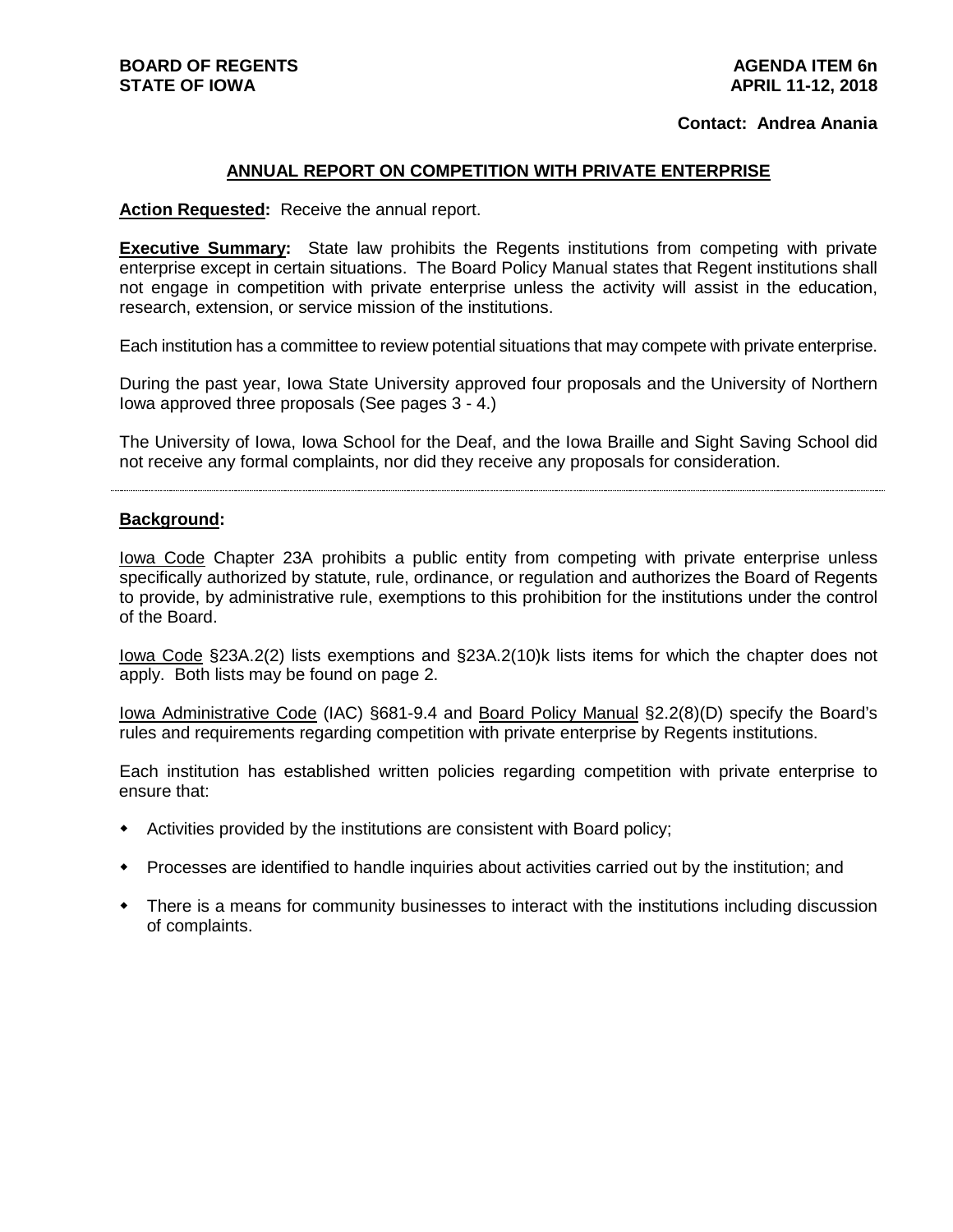**BOARD OF REGENTS**
**STATE OF IOWA**

**AGENDA ITEM 6n**
**APRIL 11-12, 2018**

**Contact: Andrea Anania**

## ANNUAL REPORT ON COMPETITION WITH PRIVATE ENTERPRISE

**Action Requested:** Receive the annual report.

**Executive Summary:** State law prohibits the Regents institutions from competing with private enterprise except in certain situations. The Board Policy Manual states that Regent institutions shall not engage in competition with private enterprise unless the activity will assist in the education, research, extension, or service mission of the institutions.

Each institution has a committee to review potential situations that may compete with private enterprise.

During the past year, Iowa State University approved four proposals and the University of Northern Iowa approved three proposals (See pages 3 - 4.)

The University of Iowa, Iowa School for the Deaf, and the Iowa Braille and Sight Saving School did not receive any formal complaints, nor did they receive any proposals for consideration.

---

**Background:**

Iowa Code Chapter 23A prohibits a public entity from competing with private enterprise unless specifically authorized by statute, rule, ordinance, or regulation and authorizes the Board of Regents to provide, by administrative rule, exemptions to this prohibition for the institutions under the control of the Board.

Iowa Code §23A.2(2) lists exemptions and §23A.2(10)k lists items for which the chapter does not apply. Both lists may be found on page 2.

Iowa Administrative Code (IAC) §681-9.4 and Board Policy Manual §2.2(8)(D) specify the Board's rules and requirements regarding competition with private enterprise by Regents institutions.

Each institution has established written policies regarding competition with private enterprise to ensure that:

- Activities provided by the institutions are consistent with Board policy;
- Processes are identified to handle inquiries about activities carried out by the institution; and
- There is a means for community businesses to interact with the institutions including discussion of complaints.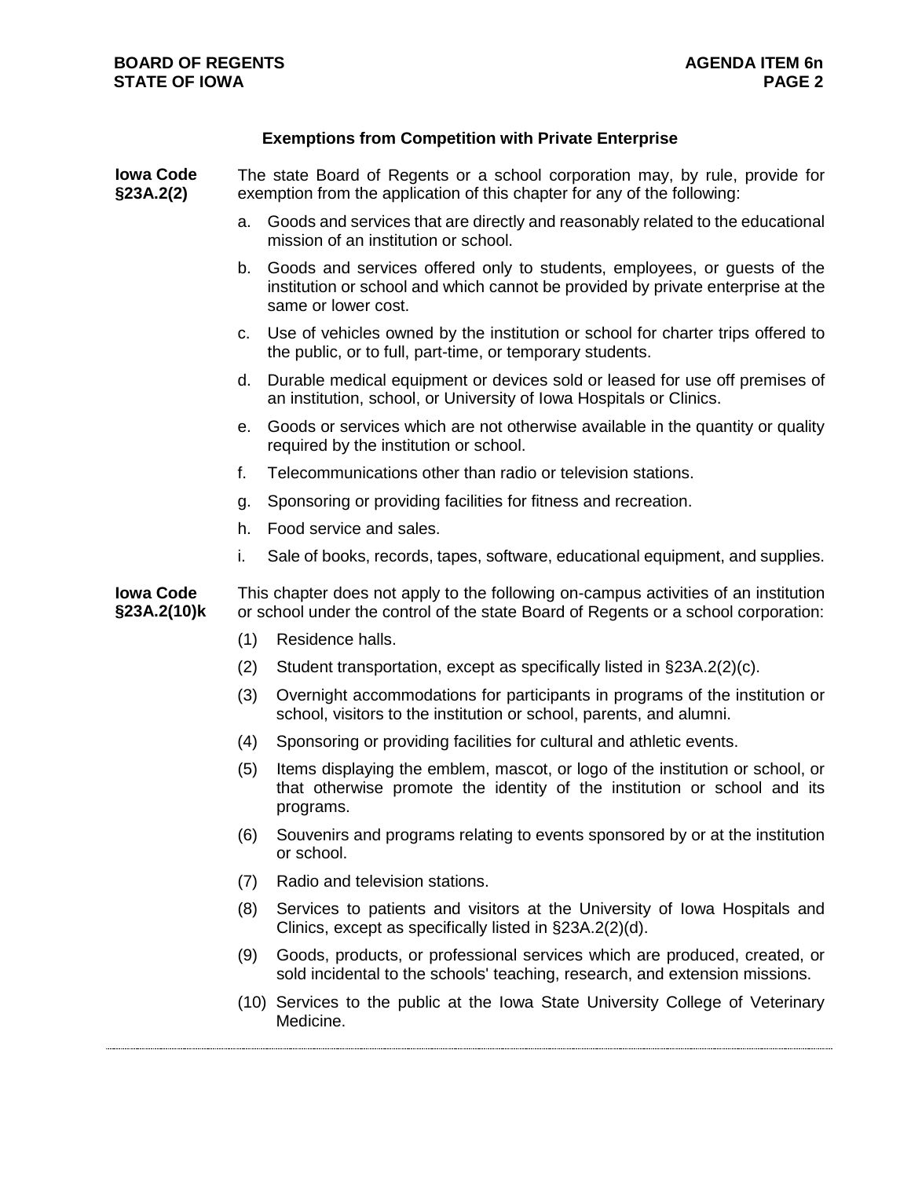## Exemptions from Competition with Private Enterprise

**Iowa Code §23A.2(2)**

The state Board of Regents or a school corporation may, by rule, provide for exemption from the application of this chapter for any of the following:

a. Goods and services that are directly and reasonably related to the educational mission of an institution or school.

b. Goods and services offered only to students, employees, or guests of the institution or school and which cannot be provided by private enterprise at the same or lower cost.

c. Use of vehicles owned by the institution or school for charter trips offered to the public, or to full, part-time, or temporary students.

d. Durable medical equipment or devices sold or leased for use off premises of an institution, school, or University of Iowa Hospitals or Clinics.

e. Goods or services which are not otherwise available in the quantity or quality required by the institution or school.

f. Telecommunications other than radio or television stations.

g. Sponsoring or providing facilities for fitness and recreation.

h. Food service and sales.

i. Sale of books, records, tapes, software, educational equipment, and supplies.

**Iowa Code §23A.2(10)k**

This chapter does not apply to the following on-campus activities of an institution or school under the control of the state Board of Regents or a school corporation:

(1) Residence halls.

(2) Student transportation, except as specifically listed in §23A.2(2)(c).

(3) Overnight accommodations for participants in programs of the institution or school, visitors to the institution or school, parents, and alumni.

(4) Sponsoring or providing facilities for cultural and athletic events.

(5) Items displaying the emblem, mascot, or logo of the institution or school, or that otherwise promote the identity of the institution or school and its programs.

(6) Souvenirs and programs relating to events sponsored by or at the institution or school.

(7) Radio and television stations.

(8) Services to patients and visitors at the University of Iowa Hospitals and Clinics, except as specifically listed in §23A.2(2)(d).

(9) Goods, products, or professional services which are produced, created, or sold incidental to the schools' teaching, research, and extension missions.

(10) Services to the public at the Iowa State University College of Veterinary Medicine.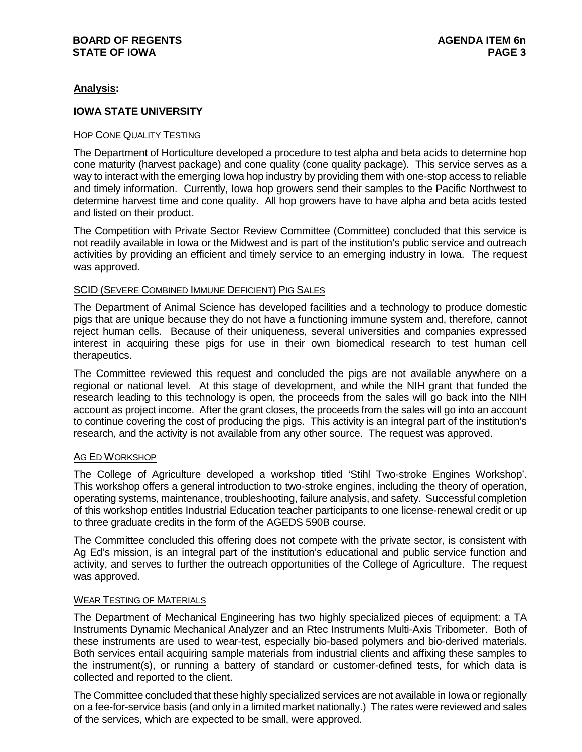## Analysis:

### IOWA STATE UNIVERSITY

#### HOP CONE QUALITY TESTING

The Department of Horticulture developed a procedure to test alpha and beta acids to determine hop cone maturity (harvest package) and cone quality (cone quality package). This service serves as a way to interact with the emerging Iowa hop industry by providing them with one-stop access to reliable and timely information. Currently, Iowa hop growers send their samples to the Pacific Northwest to determine harvest time and cone quality. All hop growers have to have alpha and beta acids tested and listed on their product.

The Competition with Private Sector Review Committee (Committee) concluded that this service is not readily available in Iowa or the Midwest and is part of the institution's public service and outreach activities by providing an efficient and timely service to an emerging industry in Iowa. The request was approved.

#### SCID (SEVERE COMBINED IMMUNE DEFICIENT) PIG SALES

The Department of Animal Science has developed facilities and a technology to produce domestic pigs that are unique because they do not have a functioning immune system and, therefore, cannot reject human cells. Because of their uniqueness, several universities and companies expressed interest in acquiring these pigs for use in their own biomedical research to test human cell therapeutics.

The Committee reviewed this request and concluded the pigs are not available anywhere on a regional or national level. At this stage of development, and while the NIH grant that funded the research leading to this technology is open, the proceeds from the sales will go back into the NIH account as project income. After the grant closes, the proceeds from the sales will go into an account to continue covering the cost of producing the pigs. This activity is an integral part of the institution's research, and the activity is not available from any other source. The request was approved.

#### AG ED WORKSHOP

The College of Agriculture developed a workshop titled 'Stihl Two-stroke Engines Workshop'. This workshop offers a general introduction to two-stroke engines, including the theory of operation, operating systems, maintenance, troubleshooting, failure analysis, and safety. Successful completion of this workshop entitles Industrial Education teacher participants to one license-renewal credit or up to three graduate credits in the form of the AGEDS 590B course.

The Committee concluded this offering does not compete with the private sector, is consistent with Ag Ed's mission, is an integral part of the institution's educational and public service function and activity, and serves to further the outreach opportunities of the College of Agriculture. The request was approved.

#### WEAR TESTING OF MATERIALS

The Department of Mechanical Engineering has two highly specialized pieces of equipment: a TA Instruments Dynamic Mechanical Analyzer and an Rtec Instruments Multi-Axis Tribometer. Both of these instruments are used to wear-test, especially bio-based polymers and bio-derived materials. Both services entail acquiring sample materials from industrial clients and affixing these samples to the instrument(s), or running a battery of standard or customer-defined tests, for which data is collected and reported to the client.

The Committee concluded that these highly specialized services are not available in Iowa or regionally on a fee-for-service basis (and only in a limited market nationally.) The rates were reviewed and sales of the services, which are expected to be small, were approved.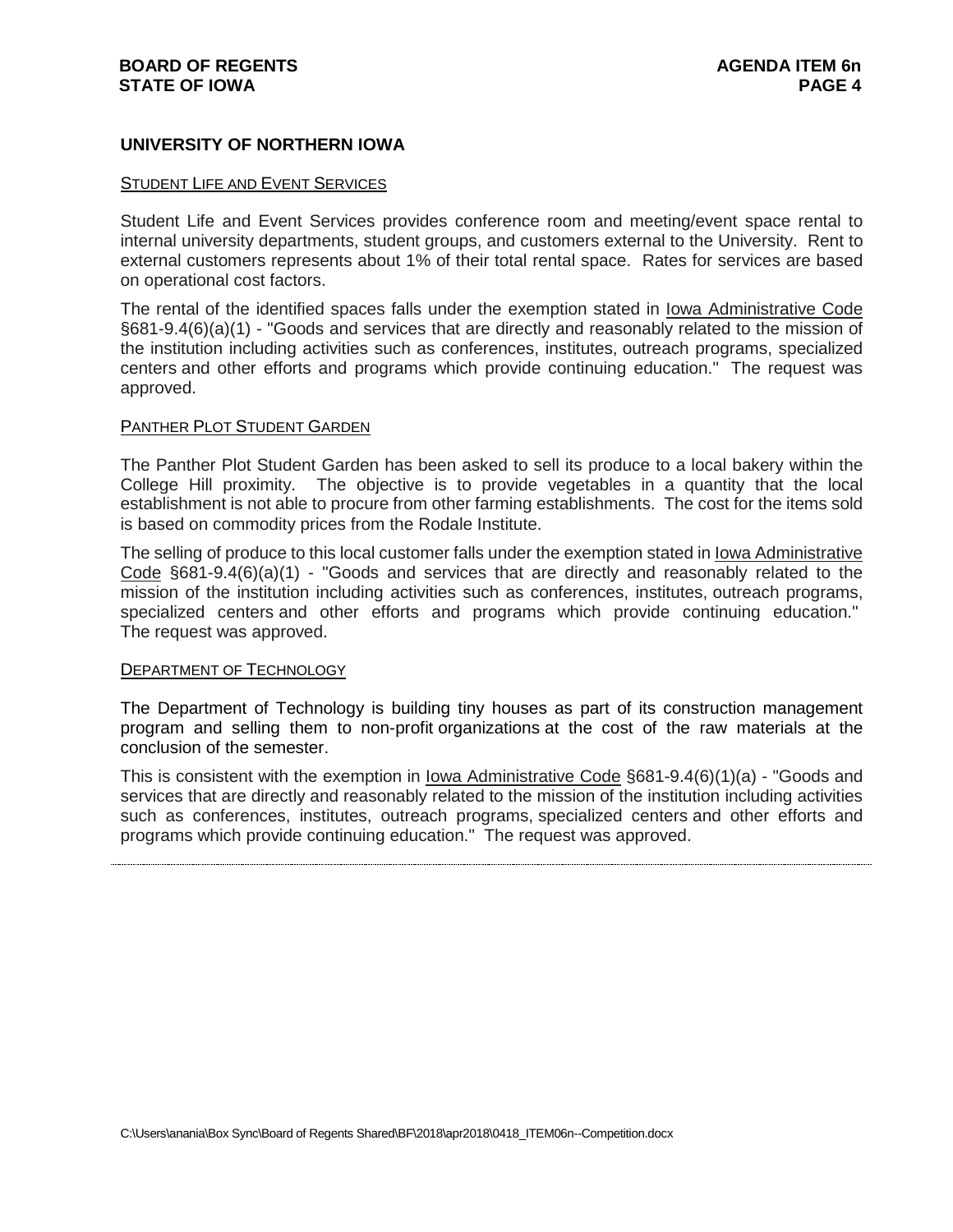## UNIVERSITY OF NORTHERN IOWA

### STUDENT LIFE AND EVENT SERVICES

Student Life and Event Services provides conference room and meeting/event space rental to internal university departments, student groups, and customers external to the University. Rent to external customers represents about 1% of their total rental space. Rates for services are based on operational cost factors.

The rental of the identified spaces falls under the exemption stated in Iowa Administrative Code §681-9.4(6)(a)(1) - "Goods and services that are directly and reasonably related to the mission of the institution including activities such as conferences, institutes, outreach programs, specialized centers and other efforts and programs which provide continuing education." The request was approved.

### PANTHER PLOT STUDENT GARDEN

The Panther Plot Student Garden has been asked to sell its produce to a local bakery within the College Hill proximity. The objective is to provide vegetables in a quantity that the local establishment is not able to procure from other farming establishments. The cost for the items sold is based on commodity prices from the Rodale Institute.

The selling of produce to this local customer falls under the exemption stated in Iowa Administrative Code §681-9.4(6)(a)(1) - "Goods and services that are directly and reasonably related to the mission of the institution including activities such as conferences, institutes, outreach programs, specialized centers and other efforts and programs which provide continuing education." The request was approved.

### DEPARTMENT OF TECHNOLOGY

The Department of Technology is building tiny houses as part of its construction management program and selling them to non-profit organizations at the cost of the raw materials at the conclusion of the semester.

This is consistent with the exemption in Iowa Administrative Code §681-9.4(6)(1)(a) - "Goods and services that are directly and reasonably related to the mission of the institution including activities such as conferences, institutes, outreach programs, specialized centers and other efforts and programs which provide continuing education." The request was approved.

---

C:\Users\anania\Box Sync\Board of Regents Shared\BF\2018\apr2018\0418_ITEM06n--Competition.docx